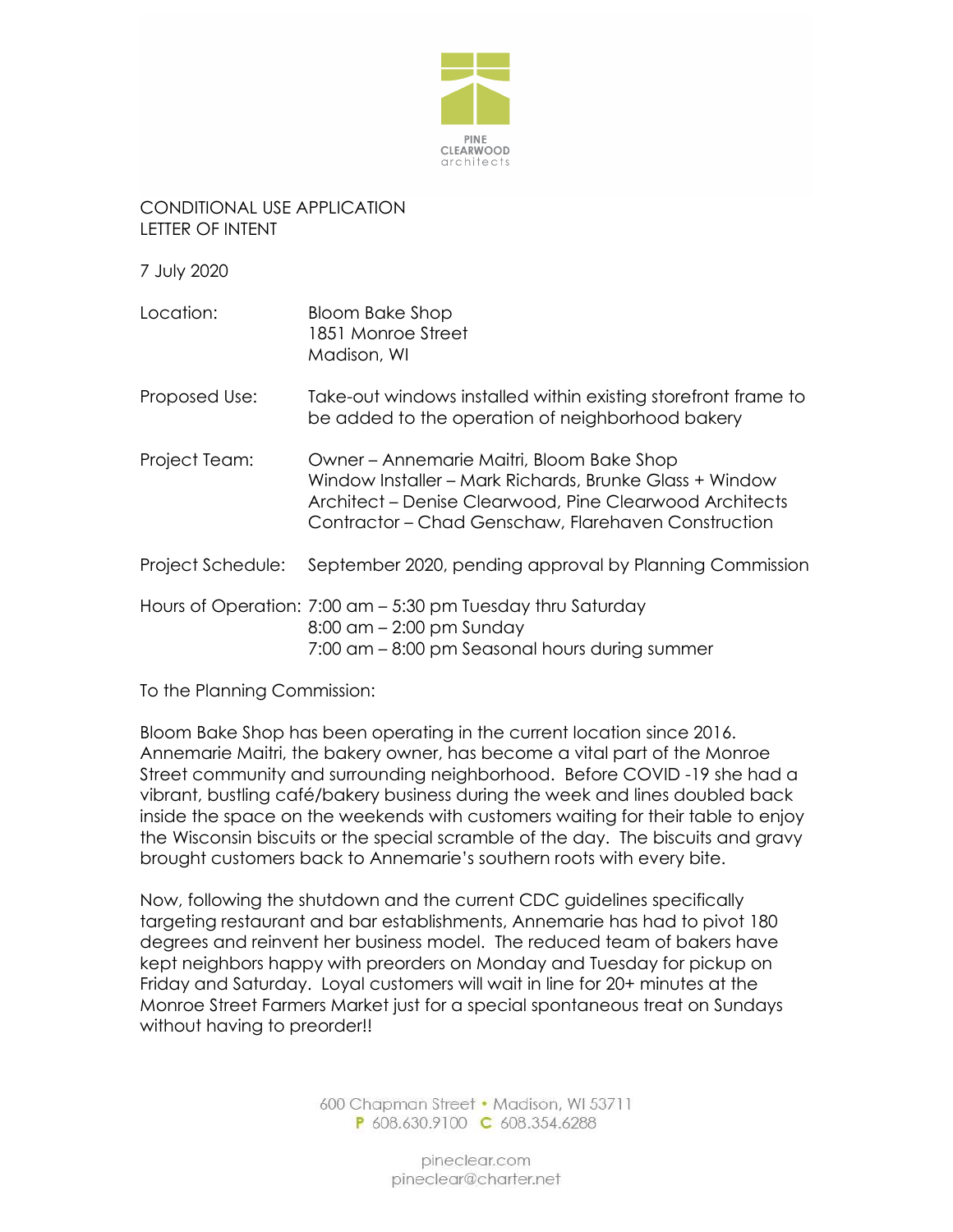PINE CLEARWOOD architects

CONDITIONAL USE APPLICATION
LETTER OF INTENT

7 July 2020

| | |
|---|---|
| Location: | Bloom Bake Shop<br>1851 Monroe Street<br>Madison, WI |
| Proposed Use: | Take-out windows installed within existing storefront frame to be added to the operation of neighborhood bakery |
| Project Team: | Owner – Annemarie Maitri, Bloom Bake Shop<br>Window Installer – Mark Richards, Brunke Glass + Window<br>Architect – Denise Clearwood, Pine Clearwood Architects<br>Contractor – Chad Genschaw, Flarehaven Construction |
| Project Schedule: | September 2020, pending approval by Planning Commission |
| Hours of Operation: | 7:00 am – 5:30 pm Tuesday thru Saturday<br>8:00 am – 2:00 pm Sunday<br>7:00 am – 8:00 pm Seasonal hours during summer |

To the Planning Commission:

Bloom Bake Shop has been operating in the current location since 2016. Annemarie Maitri, the bakery owner, has become a vital part of the Monroe Street community and surrounding neighborhood. Before COVID -19 she had a vibrant, bustling café/bakery business during the week and lines doubled back inside the space on the weekends with customers waiting for their table to enjoy the Wisconsin biscuits or the special scramble of the day. The biscuits and gravy brought customers back to Annemarie's southern roots with every bite.

Now, following the shutdown and the current CDC guidelines specifically targeting restaurant and bar establishments, Annemarie has had to pivot 180 degrees and reinvent her business model. The reduced team of bakers have kept neighbors happy with preorders on Monday and Tuesday for pickup on Friday and Saturday. Loyal customers will wait in line for 20+ minutes at the Monroe Street Farmers Market just for a special spontaneous treat on Sundays without having to preorder!!

600 Chapman Street • Madison, WI 53711
P 608.630.9100 C 608.354.6288

pineclear.com
pineclear@charter.net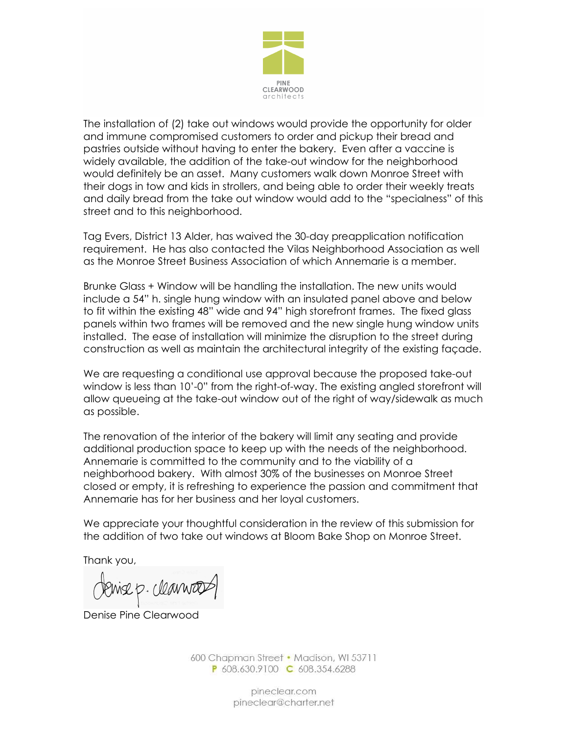PINE
CLEARWOOD
architects

The installation of (2) take out windows would provide the opportunity for older and immune compromised customers to order and pickup their bread and pastries outside without having to enter the bakery. Even after a vaccine is widely available, the addition of the take-out window for the neighborhood would definitely be an asset. Many customers walk down Monroe Street with their dogs in tow and kids in strollers, and being able to order their weekly treats and daily bread from the take out window would add to the "specialness" of this street and to this neighborhood.

Tag Evers, District 13 Alder, has waived the 30-day preapplication notification requirement. He has also contacted the Vilas Neighborhood Association as well as the Monroe Street Business Association of which Annemarie is a member.

Brunke Glass + Window will be handling the installation. The new units would include a 54" h. single hung window with an insulated panel above and below to fit within the existing 48" wide and 94" high storefront frames. The fixed glass panels within two frames will be removed and the new single hung window units installed. The ease of installation will minimize the disruption to the street during construction as well as maintain the architectural integrity of the existing façade.

We are requesting a conditional use approval because the proposed take-out window is less than 10'-0" from the right-of-way. The existing angled storefront will allow queueing at the take-out window out of the right of way/sidewalk as much as possible.

The renovation of the interior of the bakery will limit any seating and provide additional production space to keep up with the needs of the neighborhood. Annemarie is committed to the community and to the viability of a neighborhood bakery. With almost 30% of the businesses on Monroe Street closed or empty, it is refreshing to experience the passion and commitment that Annemarie has for her business and her loyal customers.

We appreciate your thoughtful consideration in the review of this submission for the addition of two take out windows at Bloom Bake Shop on Monroe Street.

Thank you,

Denise Pine Clearwood

600 Chapman Street • Madison, WI 53711
P 608.630.9100 C 608.354.6288

pineclear.com
pineclear@charter.net